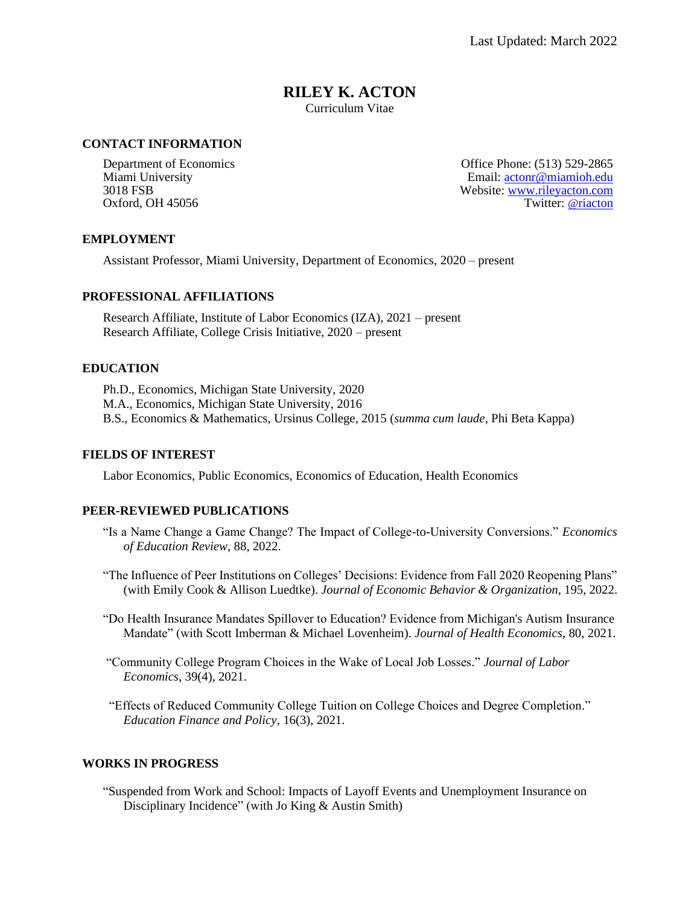Last Updated: March 2022

# RILEY K. ACTON

Curriculum Vitae

## CONTACT INFORMATION

Department of Economics
Miami University
3018 FSB
Oxford, OH 45056

Office Phone: (513) 529-2865
Email: actonr@miamioh.edu
Website: www.rileyacton.com
Twitter: @riacton

## EMPLOYMENT

Assistant Professor, Miami University, Department of Economics, 2020 – present

## PROFESSIONAL AFFILIATIONS

Research Affiliate, Institute of Labor Economics (IZA), 2021 – present
Research Affiliate, College Crisis Initiative, 2020 – present

## EDUCATION

Ph.D., Economics, Michigan State University, 2020
M.A., Economics, Michigan State University, 2016
B.S., Economics & Mathematics, Ursinus College, 2015 (*summa cum laude*, Phi Beta Kappa)

## FIELDS OF INTEREST

Labor Economics, Public Economics, Economics of Education, Health Economics

## PEER-REVIEWED PUBLICATIONS

"Is a Name Change a Game Change? The Impact of College-to-University Conversions." *Economics of Education Review*, 88, 2022.

"The Influence of Peer Institutions on Colleges' Decisions: Evidence from Fall 2020 Reopening Plans" (with Emily Cook & Allison Luedtke). *Journal of Economic Behavior & Organization*, 195, 2022.

"Do Health Insurance Mandates Spillover to Education? Evidence from Michigan's Autism Insurance Mandate" (with Scott Imberman & Michael Lovenheim). *Journal of Health Economics*, 80, 2021.

"Community College Program Choices in the Wake of Local Job Losses." *Journal of Labor Economics*, 39(4), 2021.

"Effects of Reduced Community College Tuition on College Choices and Degree Completion." *Education Finance and Policy*, 16(3), 2021.

## WORKS IN PROGRESS

"Suspended from Work and School: Impacts of Layoff Events and Unemployment Insurance on Disciplinary Incidence" (with Jo King & Austin Smith)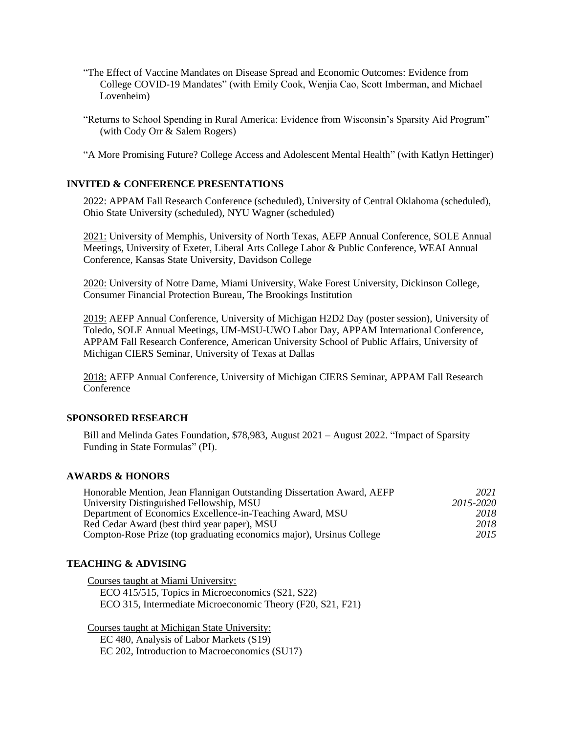"The Effect of Vaccine Mandates on Disease Spread and Economic Outcomes: Evidence from College COVID-19 Mandates" (with Emily Cook, Wenjia Cao, Scott Imberman, and Michael Lovenheim)

"Returns to School Spending in Rural America: Evidence from Wisconsin's Sparsity Aid Program" (with Cody Orr & Salem Rogers)

"A More Promising Future? College Access and Adolescent Mental Health" (with Katlyn Hettinger)

## INVITED & CONFERENCE PRESENTATIONS

2022: APPAM Fall Research Conference (scheduled), University of Central Oklahoma (scheduled), Ohio State University (scheduled), NYU Wagner (scheduled)

2021: University of Memphis, University of North Texas, AEFP Annual Conference, SOLE Annual Meetings, University of Exeter, Liberal Arts College Labor & Public Conference, WEAI Annual Conference, Kansas State University, Davidson College

2020: University of Notre Dame, Miami University, Wake Forest University, Dickinson College, Consumer Financial Protection Bureau, The Brookings Institution

2019: AEFP Annual Conference, University of Michigan H2D2 Day (poster session), University of Toledo, SOLE Annual Meetings, UM-MSU-UWO Labor Day, APPAM International Conference, APPAM Fall Research Conference, American University School of Public Affairs, University of Michigan CIERS Seminar, University of Texas at Dallas

2018: AEFP Annual Conference, University of Michigan CIERS Seminar, APPAM Fall Research Conference

## SPONSORED RESEARCH

Bill and Melinda Gates Foundation, $78,983, August 2021 – August 2022. "Impact of Sparsity Funding in State Formulas" (PI).

## AWARDS & HONORS

| | |
|---|---|
| Honorable Mention, Jean Flannigan Outstanding Dissertation Award, AEFP | *2021* |
| University Distinguished Fellowship, MSU | *2015-2020* |
| Department of Economics Excellence-in-Teaching Award, MSU | *2018* |
| Red Cedar Award (best third year paper), MSU | *2018* |
| Compton-Rose Prize (top graduating economics major), Ursinus College | *2015* |

## TEACHING & ADVISING

Courses taught at Miami University:

- ECO 415/515, Topics in Microeconomics (S21, S22)
- ECO 315, Intermediate Microeconomic Theory (F20, S21, F21)

Courses taught at Michigan State University:

- EC 480, Analysis of Labor Markets (S19)
- EC 202, Introduction to Macroeconomics (SU17)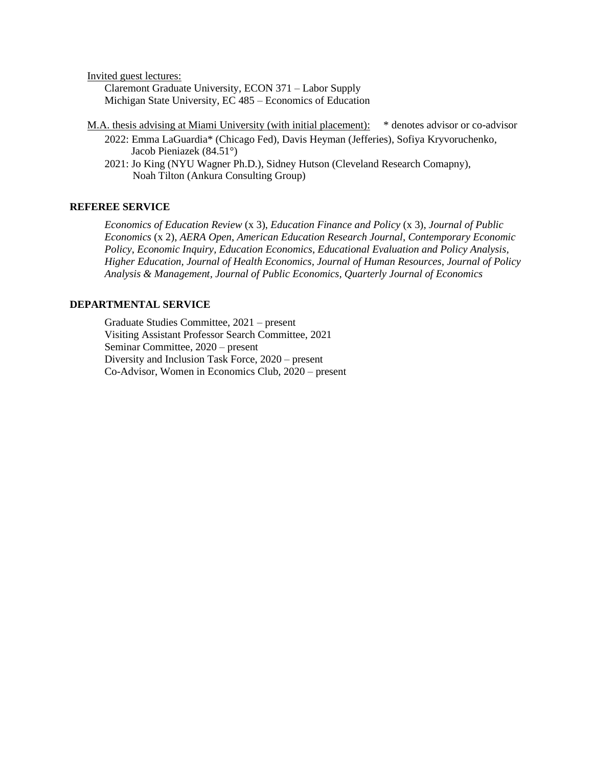Invited guest lectures:

Claremont Graduate University, ECON 371 – Labor Supply
Michigan State University, EC 485 – Economics of Education

M.A. thesis advising at Miami University (with initial placement): * denotes advisor or co-advisor

2022: Emma LaGuardia* (Chicago Fed), Davis Heyman (Jefferies), Sofiya Kryvoruchenko, Jacob Pieniazek (84.51°)

2021: Jo King (NYU Wagner Ph.D.), Sidney Hutson (Cleveland Research Comapny), Noah Tilton (Ankura Consulting Group)

## REFEREE SERVICE

*Economics of Education Review* (x 3), *Education Finance and Policy* (x 3), *Journal of Public Economics* (x 2), *AERA Open*, *American Education Research Journal*, *Contemporary Economic Policy*, *Economic Inquiry*, *Education Economics*, *Educational Evaluation and Policy Analysis*, *Higher Education*, *Journal of Health Economics*, *Journal of Human Resources*, *Journal of Policy Analysis & Management*, *Journal of Public Economics*, *Quarterly Journal of Economics*

## DEPARTMENTAL SERVICE

Graduate Studies Committee, 2021 – present
Visiting Assistant Professor Search Committee, 2021
Seminar Committee, 2020 – present
Diversity and Inclusion Task Force, 2020 – present
Co-Advisor, Women in Economics Club, 2020 – present